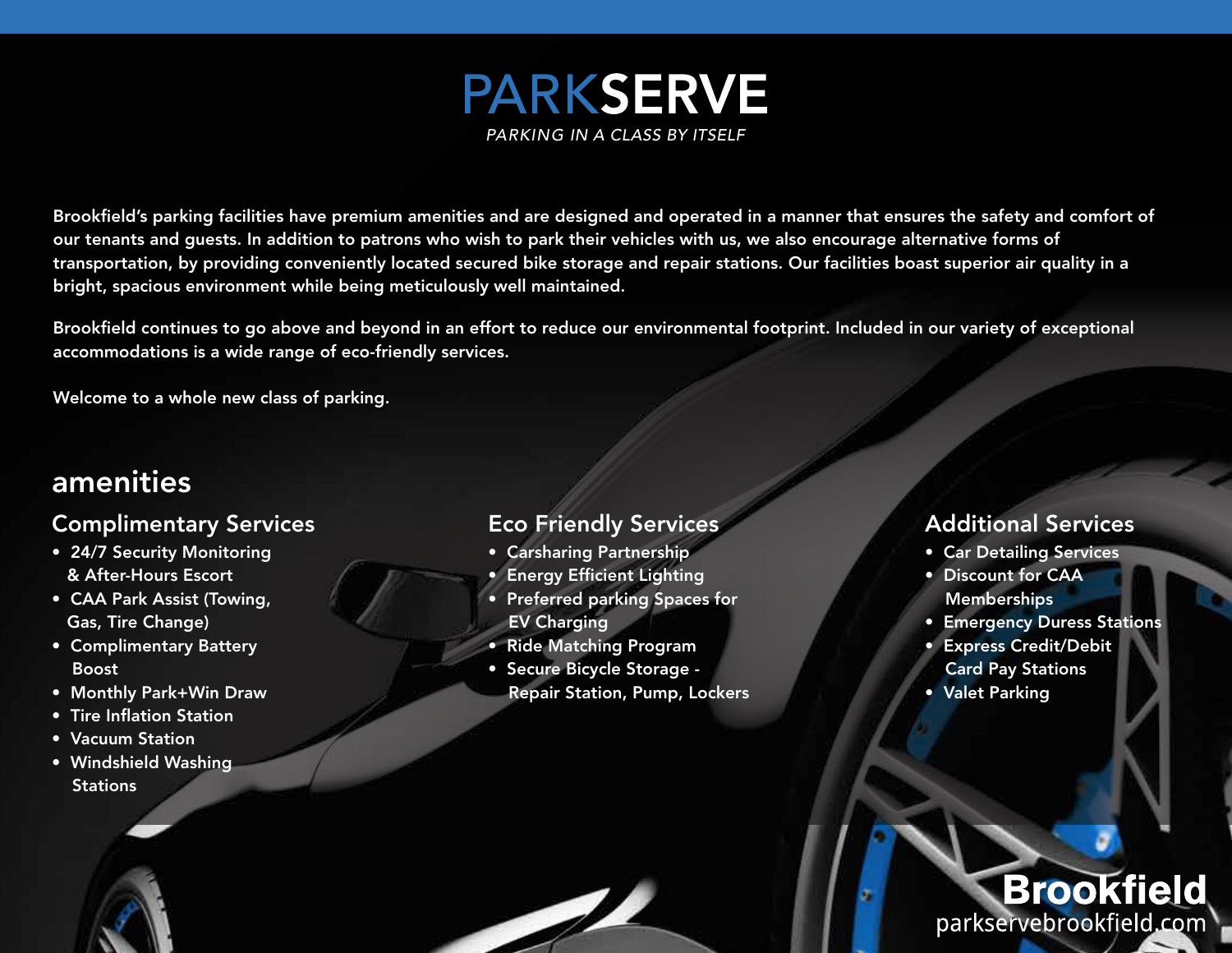# PARKSERVE

*PARKING IN A CLASS BY ITSELF*

Brookfield's parking facilities have premium amenities and are designed and operated in a manner that ensures the safety and comfort of our tenants and guests. In addition to patrons who wish to park their vehicles with us, we also encourage alternative forms of transportation, by providing conveniently located secured bike storage and repair stations. Our facilities boast superior air quality in a bright, spacious environment while being meticulously well maintained.

Brookfield continues to go above and beyond in an effort to reduce our environmental footprint. Included in our variety of exceptional accommodations is a wide range of eco-friendly services.

Welcome to a whole new class of parking.

## amenities

### Complimentary Services

- 24/7 Security Monitoring & After-Hours Escort
- CAA Park Assist (Towing, Gas, Tire Change)
- Complimentary Battery Boost
- Monthly Park+Win Draw
- Tire Inflation Station
- Vacuum Station
- Windshield Washing Stations

### Eco Friendly Services

- Carsharing Partnership
- Energy Efficient Lighting
- Preferred parking Spaces for EV Charging
- Ride Matching Program
- Secure Bicycle Storage - Repair Station, Pump, Lockers

### Additional Services

- Car Detailing Services
- Discount for CAA Memberships
- Emergency Duress Stations
- Express Credit/Debit Card Pay Stations
- Valet Parking

**Brookfield**

parkservebrookfield.com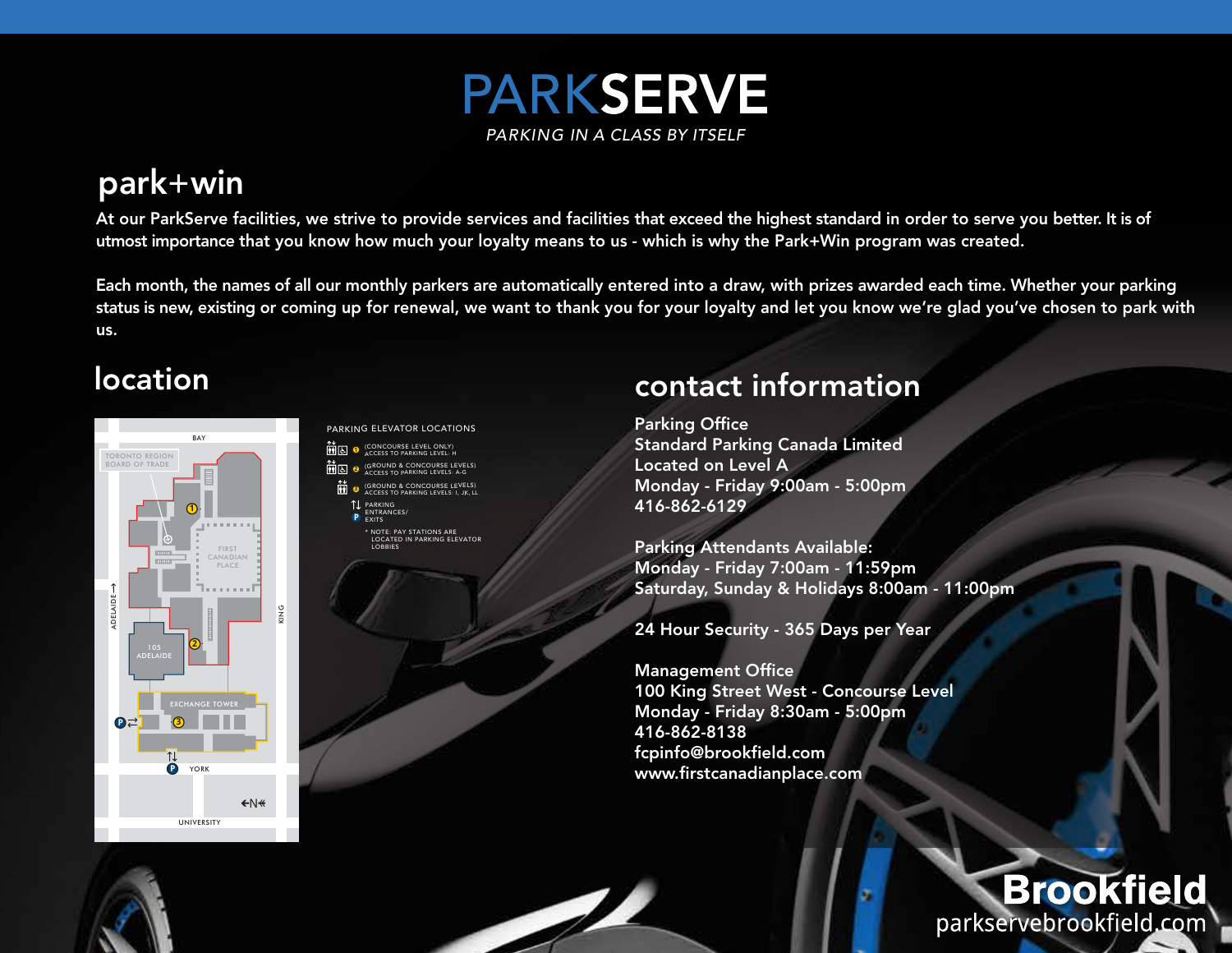# PARKSERVE

*PARKING IN A CLASS BY ITSELF*

## park+win

At our ParkServe facilities, we strive to provide services and facilities that exceed the highest standard in order to serve you better. It is of utmost importance that you know how much your loyalty means to us - which is why the Park+Win program was created.

Each month, the names of all our monthly parkers are automatically entered into a draw, with prizes awarded each time. Whether your parking status is new, existing or coming up for renewal, we want to thank you for your loyalty and let you know we're glad you've chosen to park with us.

## location

BAY

TORONTO REGION BOARD OF TRADE

FIRST CANADIAN PLACE

105 ADELAIDE

EXCHANGE TOWER

ADELAIDE

KING

YORK

UNIVERSITY

N

PARKING ELEVATOR LOCATIONS

1 (CONCOURSE LEVEL ONLY) ACCESS TO PARKING LEVEL: H

2 (GROUND & CONCOURSE LEVELS) ACCESS TO PARKING LEVELS: A-G

3 (GROUND & CONCOURSE LEVELS) ACCESS TO PARKING LEVELS: I, JK, LL

PARKING ENTRANCES/ EXITS

* NOTE: PAY STATIONS ARE LOCATED IN PARKING ELEVATOR LOBBIES

## contact information

Parking Office
Standard Parking Canada Limited
Located on Level A
Monday - Friday 9:00am - 5:00pm
416-862-6129

Parking Attendants Available:
Monday - Friday 7:00am - 11:59pm
Saturday, Sunday & Holidays 8:00am - 11:00pm

24 Hour Security - 365 Days per Year

Management Office
100 King Street West - Concourse Level
Monday - Friday 8:30am - 5:00pm
416-862-8138
fcpinfo@brookfield.com
www.firstcanadianplace.com

**Brookfield**
parkservebrookfield.com